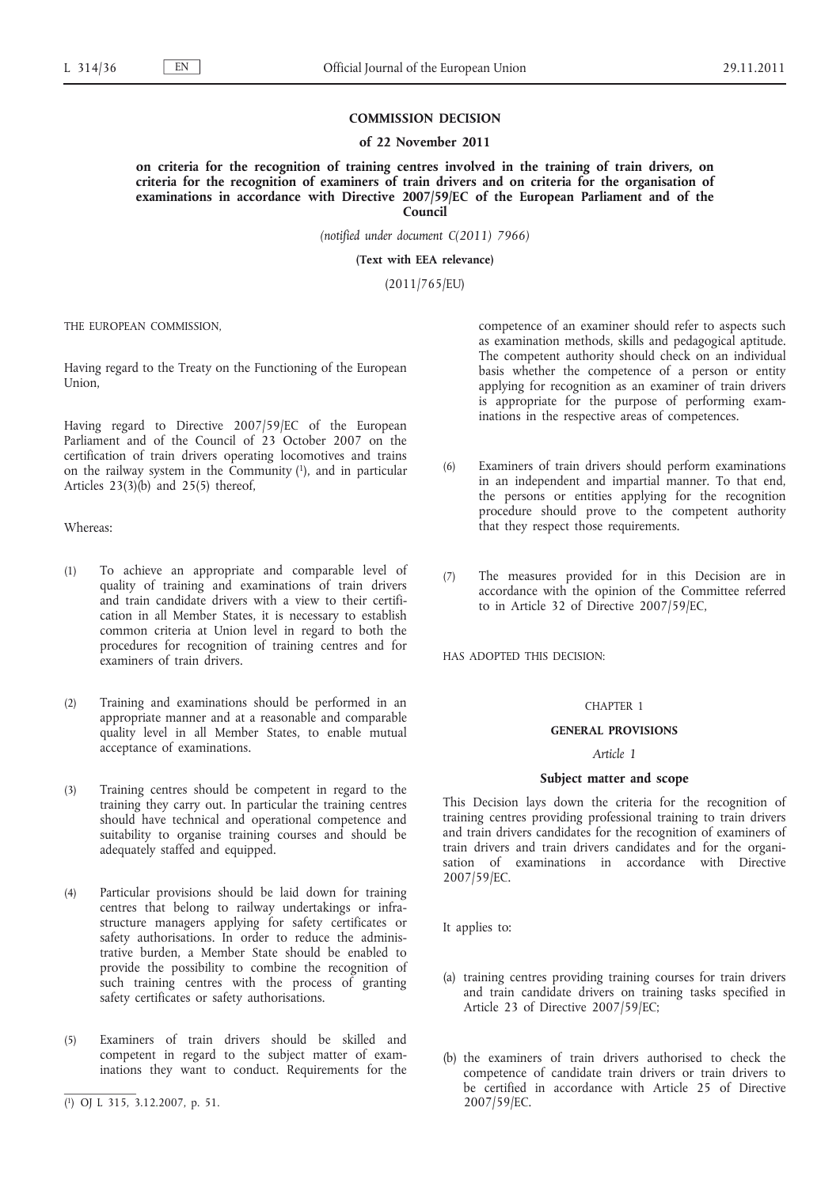# COMMISSION DECISION

## of 22 November 2011

## on criteria for the recognition of training centres involved in the training of train drivers, on criteria for the recognition of examiners of train drivers and on criteria for the organisation of examinations in accordance with Directive 2007/59/EC of the European Parliament and of the Council

*(notified under document C(2011) 7966)*

**(Text with EEA relevance)**

(2011/765/EU)

THE EUROPEAN COMMISSION,

Having regard to the Treaty on the Functioning of the European Union,

Having regard to Directive 2007/59/EC of the European Parliament and of the Council of 23 October 2007 on the certification of train drivers operating locomotives and trains on the railway system in the Community [1], and in particular Articles 23(3)(b) and 25(5) thereof,

Whereas:

(1) To achieve an appropriate and comparable level of quality of training and examinations of train drivers and train candidate drivers with a view to their certification in all Member States, it is necessary to establish common criteria at Union level in regard to both the procedures for recognition of training centres and for examiners of train drivers.

(2) Training and examinations should be performed in an appropriate manner and at a reasonable and comparable quality level in all Member States, to enable mutual acceptance of examinations.

(3) Training centres should be competent in regard to the training they carry out. In particular the training centres should have technical and operational competence and suitability to organise training courses and should be adequately staffed and equipped.

(4) Particular provisions should be laid down for training centres that belong to railway undertakings or infrastructure managers applying for safety certificates or safety authorisations. In order to reduce the administrative burden, a Member State should be enabled to provide the possibility to combine the recognition of such training centres with the process of granting safety certificates or safety authorisations.

(5) Examiners of train drivers should be skilled and competent in regard to the subject matter of examinations they want to conduct. Requirements for the competence of an examiner should refer to aspects such as examination methods, skills and pedagogical aptitude. The competent authority should check on an individual basis whether the competence of a person or entity applying for recognition as an examiner of train drivers is appropriate for the purpose of performing examinations in the respective areas of competences.

(6) Examiners of train drivers should perform examinations in an independent and impartial manner. To that end, the persons or entities applying for the recognition procedure should prove to the competent authority that they respect those requirements.

(7) The measures provided for in this Decision are in accordance with the opinion of the Committee referred to in Article 32 of Directive 2007/59/EC,

HAS ADOPTED THIS DECISION:

CHAPTER 1

**GENERAL PROVISIONS**

*Article 1*

**Subject matter and scope**

This Decision lays down the criteria for the recognition of training centres providing professional training to train drivers and train drivers candidates for the recognition of examiners of train drivers and train drivers candidates and for the organisation of examinations in accordance with Directive 2007/59/EC.

It applies to:

(a) training centres providing training courses for train drivers and train candidate drivers on training tasks specified in Article 23 of Directive 2007/59/EC;

(b) the examiners of train drivers authorised to check the competence of candidate train drivers or train drivers to be certified in accordance with Article 25 of Directive 2007/59/EC.

[1] OJ L 315, 3.12.2007, p. 51.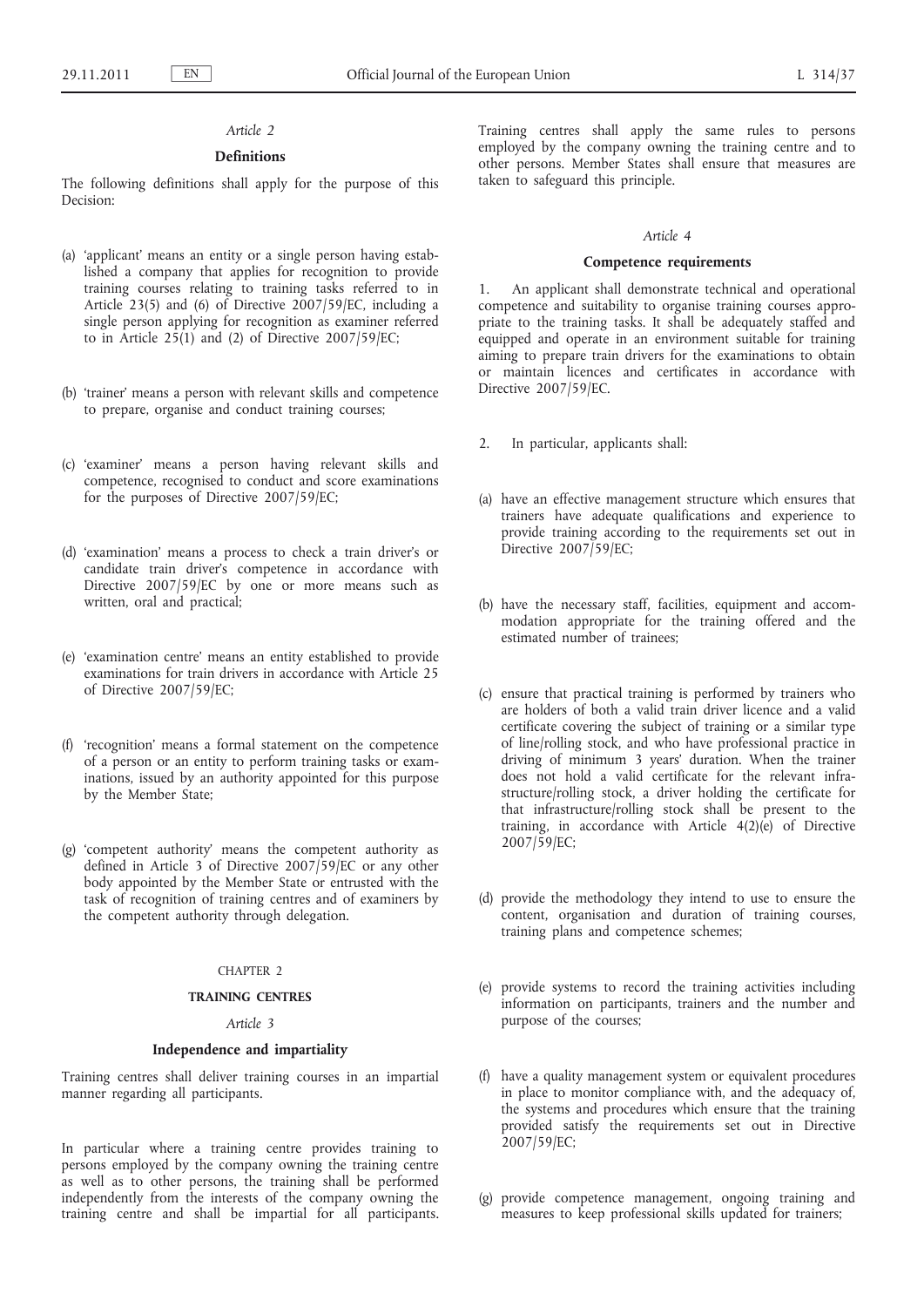*Article 2*

**Definitions**

The following definitions shall apply for the purpose of this Decision:

(a) 'applicant' means an entity or a single person having established a company that applies for recognition to provide training courses relating to training tasks referred to in Article 23(5) and (6) of Directive 2007/59/EC, including a single person applying for recognition as examiner referred to in Article 25(1) and (2) of Directive 2007/59/EC;

(b) 'trainer' means a person with relevant skills and competence to prepare, organise and conduct training courses;

(c) 'examiner' means a person having relevant skills and competence, recognised to conduct and score examinations for the purposes of Directive 2007/59/EC;

(d) 'examination' means a process to check a train driver's or candidate train driver's competence in accordance with Directive 2007/59/EC by one or more means such as written, oral and practical;

(e) 'examination centre' means an entity established to provide examinations for train drivers in accordance with Article 25 of Directive 2007/59/EC;

(f) 'recognition' means a formal statement on the competence of a person or an entity to perform training tasks or examinations, issued by an authority appointed for this purpose by the Member State;

(g) 'competent authority' means the competent authority as defined in Article 3 of Directive 2007/59/EC or any other body appointed by the Member State or entrusted with the task of recognition of training centres and of examiners by the competent authority through delegation.

CHAPTER 2

**TRAINING CENTRES**

*Article 3*

**Independence and impartiality**

Training centres shall deliver training courses in an impartial manner regarding all participants.

In particular where a training centre provides training to persons employed by the company owning the training centre as well as to other persons, the training shall be performed independently from the interests of the company owning the training centre and shall be impartial for all participants. Training centres shall apply the same rules to persons employed by the company owning the training centre and to other persons. Member States shall ensure that measures are taken to safeguard this principle.

*Article 4*

**Competence requirements**

1. An applicant shall demonstrate technical and operational competence and suitability to organise training courses appropriate to the training tasks. It shall be adequately staffed and equipped and operate in an environment suitable for training aiming to prepare train drivers for the examinations to obtain or maintain licences and certificates in accordance with Directive 2007/59/EC.

2. In particular, applicants shall:

(a) have an effective management structure which ensures that trainers have adequate qualifications and experience to provide training according to the requirements set out in Directive 2007/59/EC;

(b) have the necessary staff, facilities, equipment and accommodation appropriate for the training offered and the estimated number of trainees;

(c) ensure that practical training is performed by trainers who are holders of both a valid train driver licence and a valid certificate covering the subject of training or a similar type of line/rolling stock, and who have professional practice in driving of minimum 3 years' duration. When the trainer does not hold a valid certificate for the relevant infrastructure/rolling stock, a driver holding the certificate for that infrastructure/rolling stock shall be present to the training, in accordance with Article 4(2)(e) of Directive 2007/59/EC;

(d) provide the methodology they intend to use to ensure the content, organisation and duration of training courses, training plans and competence schemes;

(e) provide systems to record the training activities including information on participants, trainers and the number and purpose of the courses;

(f) have a quality management system or equivalent procedures in place to monitor compliance with, and the adequacy of, the systems and procedures which ensure that the training provided satisfy the requirements set out in Directive 2007/59/EC;

(g) provide competence management, ongoing training and measures to keep professional skills updated for trainers;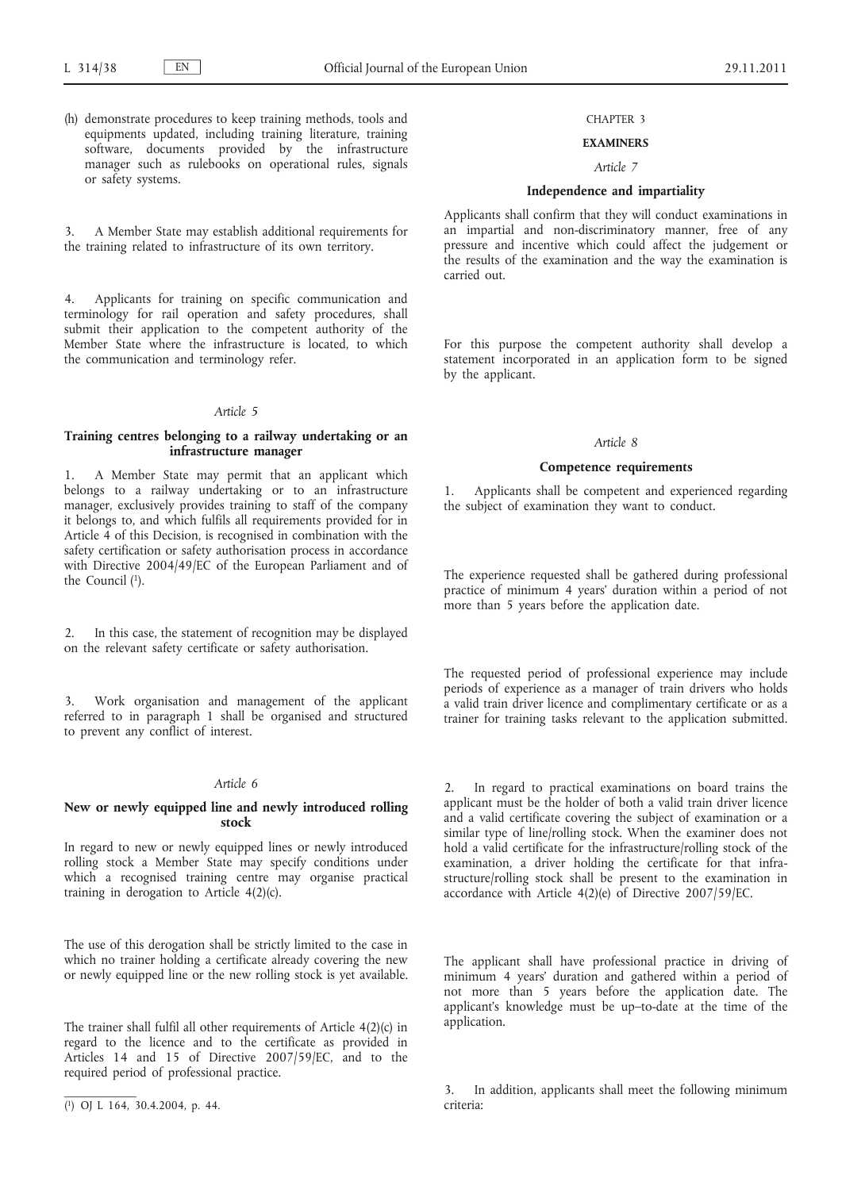(h) demonstrate procedures to keep training methods, tools and equipments updated, including training literature, training software, documents provided by the infrastructure manager such as rulebooks on operational rules, signals or safety systems.

3. A Member State may establish additional requirements for the training related to infrastructure of its own territory.

4. Applicants for training on specific communication and terminology for rail operation and safety procedures, shall submit their application to the competent authority of the Member State where the infrastructure is located, to which the communication and terminology refer.

*Article 5*

**Training centres belonging to a railway undertaking or an infrastructure manager**

1. A Member State may permit that an applicant which belongs to a railway undertaking or to an infrastructure manager, exclusively provides training to staff of the company it belongs to, and which fulfils all requirements provided for in Article 4 of this Decision, is recognised in combination with the safety certification or safety authorisation process in accordance with Directive 2004/49/EC of the European Parliament and of the Council [1].

2. In this case, the statement of recognition may be displayed on the relevant safety certificate or safety authorisation.

3. Work organisation and management of the applicant referred to in paragraph 1 shall be organised and structured to prevent any conflict of interest.

*Article 6*

**New or newly equipped line and newly introduced rolling stock**

In regard to new or newly equipped lines or newly introduced rolling stock a Member State may specify conditions under which a recognised training centre may organise practical training in derogation to Article 4(2)(c).

The use of this derogation shall be strictly limited to the case in which no trainer holding a certificate already covering the new or newly equipped line or the new rolling stock is yet available.

The trainer shall fulfil all other requirements of Article 4(2)(c) in regard to the licence and to the certificate as provided in Articles 14 and 15 of Directive 2007/59/EC, and to the required period of professional practice.

[1] OJ L 164, 30.4.2004, p. 44.

CHAPTER 3

**EXAMINERS**

*Article 7*

**Independence and impartiality**

Applicants shall confirm that they will conduct examinations in an impartial and non-discriminatory manner, free of any pressure and incentive which could affect the judgement or the results of the examination and the way the examination is carried out.

For this purpose the competent authority shall develop a statement incorporated in an application form to be signed by the applicant.

*Article 8*

**Competence requirements**

1. Applicants shall be competent and experienced regarding the subject of examination they want to conduct.

The experience requested shall be gathered during professional practice of minimum 4 years' duration within a period of not more than 5 years before the application date.

The requested period of professional experience may include periods of experience as a manager of train drivers who holds a valid train driver licence and complimentary certificate or as a trainer for training tasks relevant to the application submitted.

2. In regard to practical examinations on board trains the applicant must be the holder of both a valid train driver licence and a valid certificate covering the subject of examination or a similar type of line/rolling stock. When the examiner does not hold a valid certificate for the infrastructure/rolling stock of the examination, a driver holding the certificate for that infrastructure/rolling stock shall be present to the examination in accordance with Article 4(2)(e) of Directive 2007/59/EC.

The applicant shall have professional practice in driving of minimum 4 years' duration and gathered within a period of not more than 5 years before the application date. The applicant's knowledge must be up–to-date at the time of the application.

3. In addition, applicants shall meet the following minimum criteria: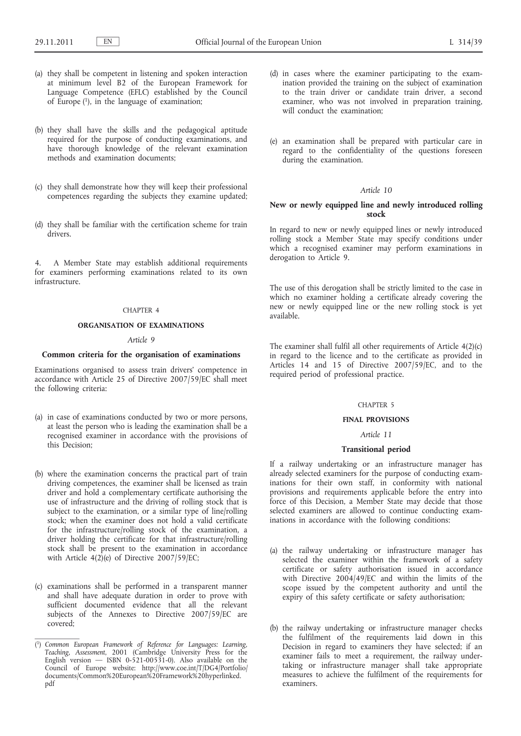(a) they shall be competent in listening and spoken interaction at minimum level B2 of the European Framework for Language Competence (EFLC) established by the Council of Europe [1], in the language of examination;

(b) they shall have the skills and the pedagogical aptitude required for the purpose of conducting examinations, and have thorough knowledge of the relevant examination methods and examination documents;

(c) they shall demonstrate how they will keep their professional competences regarding the subjects they examine updated;

(d) they shall be familiar with the certification scheme for train drivers.

4. A Member State may establish additional requirements for examiners performing examinations related to its own infrastructure.

CHAPTER 4

**ORGANISATION OF EXAMINATIONS**

*Article 9*

**Common criteria for the organisation of examinations**

Examinations organised to assess train drivers' competence in accordance with Article 25 of Directive 2007/59/EC shall meet the following criteria:

(a) in case of examinations conducted by two or more persons, at least the person who is leading the examination shall be a recognised examiner in accordance with the provisions of this Decision;

(b) where the examination concerns the practical part of train driving competences, the examiner shall be licensed as train driver and hold a complementary certificate authorising the use of infrastructure and the driving of rolling stock that is subject to the examination, or a similar type of line/rolling stock; when the examiner does not hold a valid certificate for the infrastructure/rolling stock of the examination, a driver holding the certificate for that infrastructure/rolling stock shall be present to the examination in accordance with Article 4(2)(e) of Directive 2007/59/EC;

(c) examinations shall be performed in a transparent manner and shall have adequate duration in order to prove with sufficient documented evidence that all the relevant subjects of the Annexes to Directive 2007/59/EC are covered;

(d) in cases where the examiner participating to the examination provided the training on the subject of examination to the train driver or candidate train driver, a second examiner, who was not involved in preparation training, will conduct the examination;

(e) an examination shall be prepared with particular care in regard to the confidentiality of the questions foreseen during the examination.

*Article 10*

**New or newly equipped line and newly introduced rolling stock**

In regard to new or newly equipped lines or newly introduced rolling stock a Member State may specify conditions under which a recognised examiner may perform examinations in derogation to Article 9.

The use of this derogation shall be strictly limited to the case in which no examiner holding a certificate already covering the new or newly equipped line or the new rolling stock is yet available.

The examiner shall fulfil all other requirements of Article 4(2)(c) in regard to the licence and to the certificate as provided in Articles 14 and 15 of Directive 2007/59/EC, and to the required period of professional practice.

CHAPTER 5

**FINAL PROVISIONS**

*Article 11*

**Transitional period**

If a railway undertaking or an infrastructure manager has already selected examiners for the purpose of conducting examinations for their own staff, in conformity with national provisions and requirements applicable before the entry into force of this Decision, a Member State may decide that those selected examiners are allowed to continue conducting examinations in accordance with the following conditions:

(a) the railway undertaking or infrastructure manager has selected the examiner within the framework of a safety certificate or safety authorisation issued in accordance with Directive 2004/49/EC and within the limits of the scope issued by the competent authority and until the expiry of this safety certificate or safety authorisation;

(b) the railway undertaking or infrastructure manager checks the fulfilment of the requirements laid down in this Decision in regard to examiners they have selected; if an examiner fails to meet a requirement, the railway undertaking or infrastructure manager shall take appropriate measures to achieve the fulfilment of the requirements for examiners.

[1] *Common European Framework of Reference for Languages: Learning, Teaching, Assessment*, 2001 (Cambridge University Press for the English version — ISBN 0-521-00531-0). Also available on the Council of Europe website: http://www.coe.int/T/DG4/Portfolio/documents/Common%20European%20Framework%20hyperlinked.pdf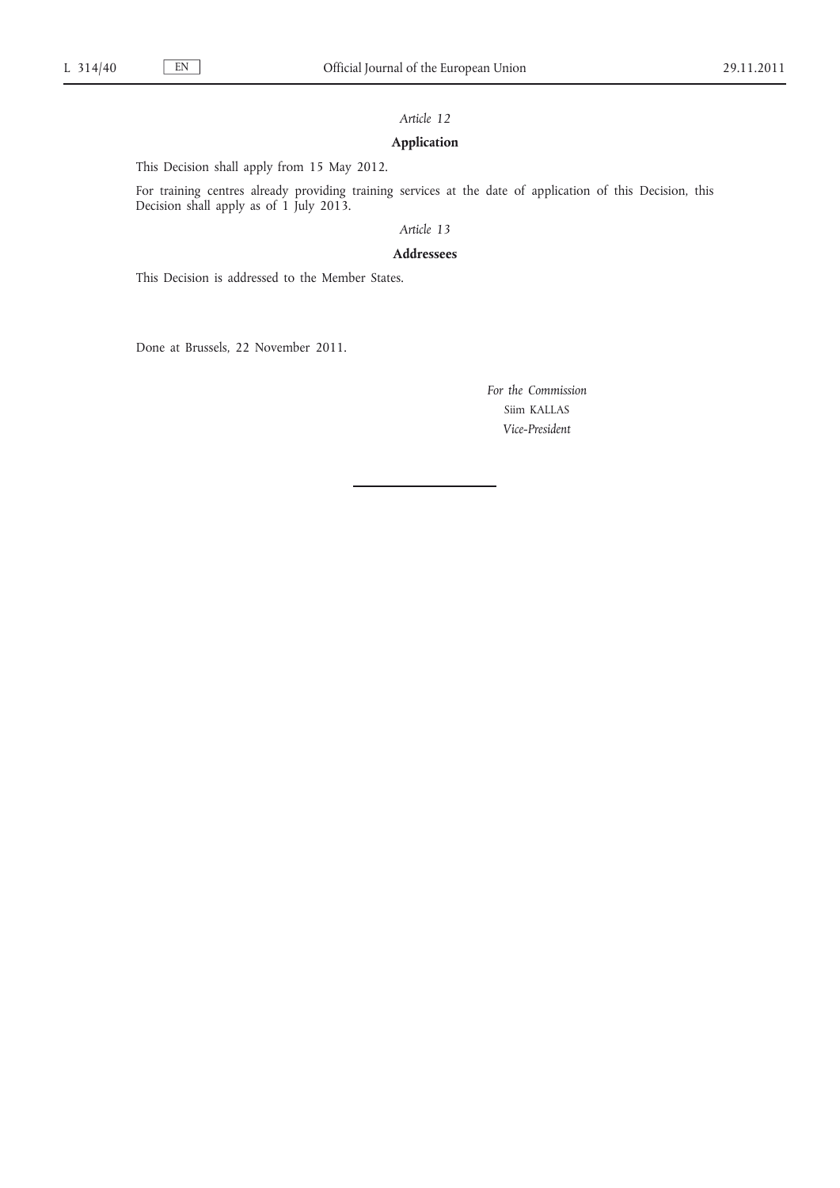*Article 12*

**Application**

This Decision shall apply from 15 May 2012.

For training centres already providing training services at the date of application of this Decision, this Decision shall apply as of 1 July 2013.

*Article 13*

**Addressees**

This Decision is addressed to the Member States.

Done at Brussels, 22 November 2011.

*For the Commission*

Siim KALLAS

*Vice-President*